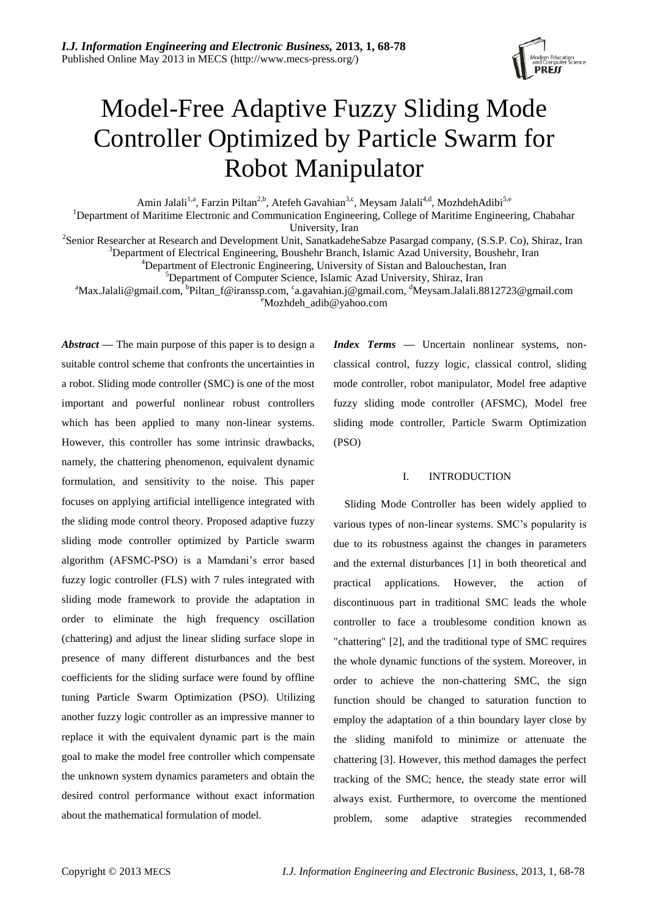# Model-Free Adaptive Fuzzy Sliding Mode Controller Optimized by Particle Swarm for Robot Manipulator

Amin Jalali[1,a], Farzin Piltan[2,b], Atefeh Gavahian[3,c], Meysam Jalali[4,d], MozhdehAdibi[5,e]

[1]Department of Maritime Electronic and Communication Engineering, College of Maritime Engineering, Chabahar University, Iran

[2]Senior Researcher at Research and Development Unit, SanatkadeheSabze Pasargad company, (S.S.P. Co), Shiraz, Iran

[3]Department of Electrical Engineering, Boushehr Branch, Islamic Azad University, Boushehr, Iran

[4]Department of Electronic Engineering, University of Sistan and Balouchestan, Iran

[5]Department of Computer Science, Islamic Azad University, Shiraz, Iran

[a]Max.Jalali@gmail.com, [b]Piltan_f@iranssp.com, [c]a.gavahian.j@gmail.com, [d]Meysam.Jalali.8812723@gmail.com [e]Mozhdeh_adib@yahoo.com

***Abstract*** **—** The main purpose of this paper is to design a suitable control scheme that confronts the uncertainties in a robot. Sliding mode controller (SMC) is one of the most important and powerful nonlinear robust controllers which has been applied to many non-linear systems. However, this controller has some intrinsic drawbacks, namely, the chattering phenomenon, equivalent dynamic formulation, and sensitivity to the noise. This paper focuses on applying artificial intelligence integrated with the sliding mode control theory. Proposed adaptive fuzzy sliding mode controller optimized by Particle swarm algorithm (AFSMC-PSO) is a Mamdani's error based fuzzy logic controller (FLS) with 7 rules integrated with sliding mode framework to provide the adaptation in order to eliminate the high frequency oscillation (chattering) and adjust the linear sliding surface slope in presence of many different disturbances and the best coefficients for the sliding surface were found by offline tuning Particle Swarm Optimization (PSO). Utilizing another fuzzy logic controller as an impressive manner to replace it with the equivalent dynamic part is the main goal to make the model free controller which compensate the unknown system dynamics parameters and obtain the desired control performance without exact information about the mathematical formulation of model.

***Index Terms*** **—** Uncertain nonlinear systems, non-classical control, fuzzy logic, classical control, sliding mode controller, robot manipulator, Model free adaptive fuzzy sliding mode controller (AFSMC), Model free sliding mode controller, Particle Swarm Optimization (PSO)

## I. INTRODUCTION

Sliding Mode Controller has been widely applied to various types of non-linear systems. SMC's popularity is due to its robustness against the changes in parameters and the external disturbances [1] in both theoretical and practical applications. However, the action of discontinuous part in traditional SMC leads the whole controller to face a troublesome condition known as "chattering" [2], and the traditional type of SMC requires the whole dynamic functions of the system. Moreover, in order to achieve the non-chattering SMC, the sign function should be changed to saturation function to employ the adaptation of a thin boundary layer close by the sliding manifold to minimize or attenuate the chattering [3]. However, this method damages the perfect tracking of the SMC; hence, the steady state error will always exist. Furthermore, to overcome the mentioned problem, some adaptive strategies recommended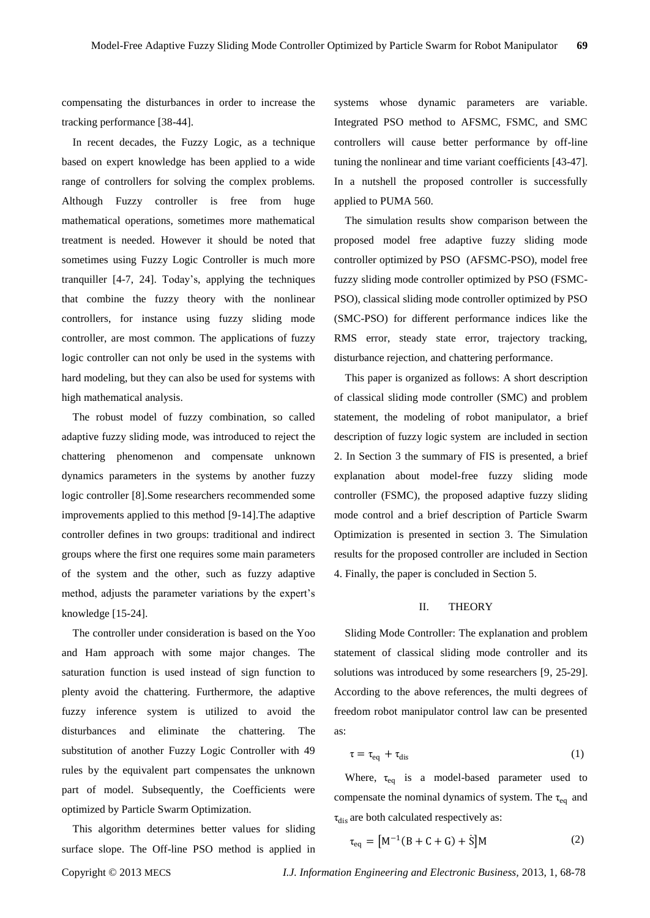compensating the disturbances in order to increase the tracking performance [38-44].

In recent decades, the Fuzzy Logic, as a technique based on expert knowledge has been applied to a wide range of controllers for solving the complex problems. Although Fuzzy controller is free from huge mathematical operations, sometimes more mathematical treatment is needed. However it should be noted that sometimes using Fuzzy Logic Controller is much more tranquiller [4-7, 24]. Today's, applying the techniques that combine the fuzzy theory with the nonlinear controllers, for instance using fuzzy sliding mode controller, are most common. The applications of fuzzy logic controller can not only be used in the systems with hard modeling, but they can also be used for systems with high mathematical analysis.

The robust model of fuzzy combination, so called adaptive fuzzy sliding mode, was introduced to reject the chattering phenomenon and compensate unknown dynamics parameters in the systems by another fuzzy logic controller [8].Some researchers recommended some improvements applied to this method [9-14].The adaptive controller defines in two groups: traditional and indirect groups where the first one requires some main parameters of the system and the other, such as fuzzy adaptive method, adjusts the parameter variations by the expert's knowledge [15-24].

The controller under consideration is based on the Yoo and Ham approach with some major changes. The saturation function is used instead of sign function to plenty avoid the chattering. Furthermore, the adaptive fuzzy inference system is utilized to avoid the disturbances and eliminate the chattering. The substitution of another Fuzzy Logic Controller with 49 rules by the equivalent part compensates the unknown part of model. Subsequently, the Coefficients were optimized by Particle Swarm Optimization.

This algorithm determines better values for sliding surface slope. The Off-line PSO method is applied in systems whose dynamic parameters are variable. Integrated PSO method to AFSMC, FSMC, and SMC controllers will cause better performance by off-line tuning the nonlinear and time variant coefficients [43-47]. In a nutshell the proposed controller is successfully applied to PUMA 560.

The simulation results show comparison between the proposed model free adaptive fuzzy sliding mode controller optimized by PSO (AFSMC-PSO), model free fuzzy sliding mode controller optimized by PSO (FSMC-PSO), classical sliding mode controller optimized by PSO (SMC-PSO) for different performance indices like the RMS error, steady state error, trajectory tracking, disturbance rejection, and chattering performance.

This paper is organized as follows: A short description of classical sliding mode controller (SMC) and problem statement, the modeling of robot manipulator, a brief description of fuzzy logic system are included in section 2. In Section 3 the summary of FIS is presented, a brief explanation about model-free fuzzy sliding mode controller (FSMC), the proposed adaptive fuzzy sliding mode control and a brief description of Particle Swarm Optimization is presented in section 3. The Simulation results for the proposed controller are included in Section 4. Finally, the paper is concluded in Section 5.

## II. THEORY

Sliding Mode Controller: The explanation and problem statement of classical sliding mode controller and its solutions was introduced by some researchers [9, 25-29]. According to the above references, the multi degrees of freedom robot manipulator control law can be presented as:

$$\tau = \tau_{eq} + \tau_{dis} \tag{1}$$

Where, $\tau_{eq}$ is a model-based parameter used to compensate the nominal dynamics of system. The $\tau_{eq}$ and $\tau_{dis}$ are both calculated respectively as:

$$\tau_{eq} = \left[M^{-1}(B + C + G) + \dot{S}\right]M \tag{2}$$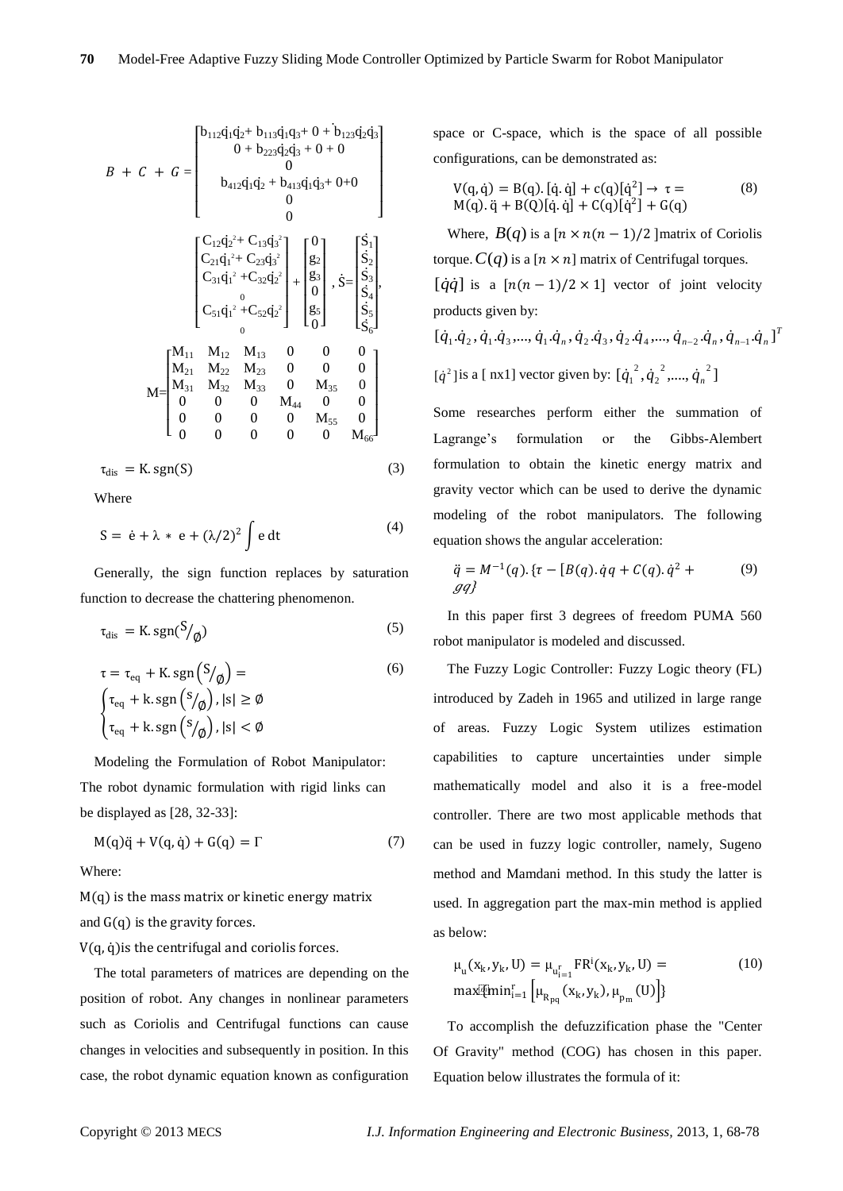$$B + C + G = \begin{bmatrix} b_{112}\dot{q}_1\dot{q}_2 + b_{113}\dot{q}_1 q_3 + 0 + b_{123}\dot{q}_2\dot{q}_3 \\ 0 + b_{223}\dot{q}_2\dot{q}_3 + 0 + 0 \\ 0 \\ b_{412}\dot{q}_1\dot{q}_2 + b_{413}\dot{q}_1\dot{q}_3 + 0+0 \\ 0 \\ 0 \end{bmatrix}$$

$$\begin{bmatrix} C_{12}\dot{q}_2^{\,2} + C_{13}\dot{q}_3^{\,2} \\ C_{21}\dot{q}_1^{\,2} + C_{23}\dot{q}_3^{\,2} \\ C_{31}\dot{q}_1^{\,2} + C_{32}\dot{q}_2^{\,2} \\ 0 \\ C_{51}\dot{q}_1^{\,2} + C_{52}\dot{q}_2^{\,2} \\ 0 \end{bmatrix} + \begin{bmatrix} 0 \\ g_2 \\ g_3 \\ 0 \\ g_5 \\ 0 \end{bmatrix}, \dot{S} = \begin{bmatrix} \dot{S}_1 \\ \dot{S}_2 \\ \dot{S}_3 \\ \dot{S}_4 \\ \dot{S}_5 \\ \dot{S}_6 \end{bmatrix},$$

$$M = \begin{bmatrix} M_{11} & M_{12} & M_{13} & 0 & 0 & 0 \\ M_{21} & M_{22} & M_{23} & 0 & 0 & 0 \\ M_{31} & M_{32} & M_{33} & 0 & M_{35} & 0 \\ 0 & 0 & 0 & M_{44} & 0 & 0 \\ 0 & 0 & 0 & 0 & M_{55} & 0 \\ 0 & 0 & 0 & 0 & 0 & M_{66} \end{bmatrix}$$

$$\tau_{dis} = K.\,\mathrm{sgn}(S) \tag{3}$$

Where

$$S = \dot{e} + \lambda * e + (\lambda/2)^2 \int e\, dt \tag{4}$$

Generally, the sign function replaces by saturation function to decrease the chattering phenomenon.

$$\tau_{dis} = K.\,\mathrm{sgn}(S/_{\emptyset}) \tag{5}$$

$$\tau = \tau_{eq} + K.\,\mathrm{sgn}\left(S/_{\emptyset}\right) = \begin{cases} \tau_{eq} + k.\,\mathrm{sgn}\left(s/_{\emptyset}\right), |s| \geq \emptyset \\ \tau_{eq} + k.\,\mathrm{sgn}\left(s/_{\emptyset}\right), |s| < \emptyset \end{cases} \tag{6}$$

Modeling the Formulation of Robot Manipulator: The robot dynamic formulation with rigid links can be displayed as [28, 32-33]:

$$M(q)\ddot{q} + V(q, \dot{q}) + G(q) = \Gamma \tag{7}$$

Where:

$M(q)$ is the mass matrix or kinetic energy matrix and $G(q)$ is the gravity forces.

$V(q, \dot{q})$ is the centrifugal and coriolis forces.

The total parameters of matrices are depending on the position of robot. Any changes in nonlinear parameters such as Coriolis and Centrifugal functions can cause changes in velocities and subsequently in position. In this case, the robot dynamic equation known as configuration space or C-space, which is the space of all possible configurations, can be demonstrated as:

$$V(q, \dot{q}) = B(q).[\dot{q}.\dot{q}] + c(q)[\dot{q}^2] \rightarrow \tau = M(q).\ddot{q} + B(Q)[\dot{q}.\dot{q}] + C(q)[\dot{q}^2] + G(q) \tag{8}$$

Where, $B(q)$ is a $[n \times n(n-1)/2]$ matrix of Coriolis torque. $C(q)$ is a $[n \times n]$ matrix of Centrifugal torques. $[\dot{q}\dot{q}]$ is a $[n(n-1)/2 \times 1]$ vector of joint velocity products given by:

$$[\dot{q}_1.\dot{q}_2, \dot{q}_1.\dot{q}_3, ..., \dot{q}_1.\dot{q}_n, \dot{q}_2.\dot{q}_3, \dot{q}_2.\dot{q}_4, ..., \dot{q}_{n-2}.\dot{q}_n, \dot{q}_{n-1}.\dot{q}_n]^T$$

$[\dot{q}^2]$ is a [ nx1] vector given by: $[\dot{q}_1^{\,2}, \dot{q}_2^{\,2}, ...., \dot{q}_n^{\,2}]$

Some researches perform either the summation of Lagrange's formulation or the Gibbs-Alembert formulation to obtain the kinetic energy matrix and gravity vector which can be used to derive the dynamic modeling of the robot manipulators. The following equation shows the angular acceleration:

$$\ddot{q} = M^{-1}(q).\{\tau - [B(q).\dot{q}q + C(q).\dot{q}^2 + gq\} \tag{9}$$

In this paper first 3 degrees of freedom PUMA 560 robot manipulator is modeled and discussed.

The Fuzzy Logic Controller: Fuzzy Logic theory (FL) introduced by Zadeh in 1965 and utilized in large range of areas. Fuzzy Logic System utilizes estimation capabilities to capture uncertainties under simple mathematically model and also it is a free-model controller. There are two most applicable methods that can be used in fuzzy logic controller, namely, Sugeno method and Mamdani method. In this study the latter is used. In aggregation part the max-min method is applied as below:

$$\mu_u(x_k, y_k, U) = \mu_{u_{i=1}^r} FR^i(x_k, y_k, U) = \max\{\min_{i=1}^r \left[\mu_{R_{pq}}(x_k, y_k), \mu_{p_m}(U)\right]\} \tag{10}$$

To accomplish the defuzzification phase the "Center Of Gravity" method (COG) has chosen in this paper. Equation below illustrates the formula of it: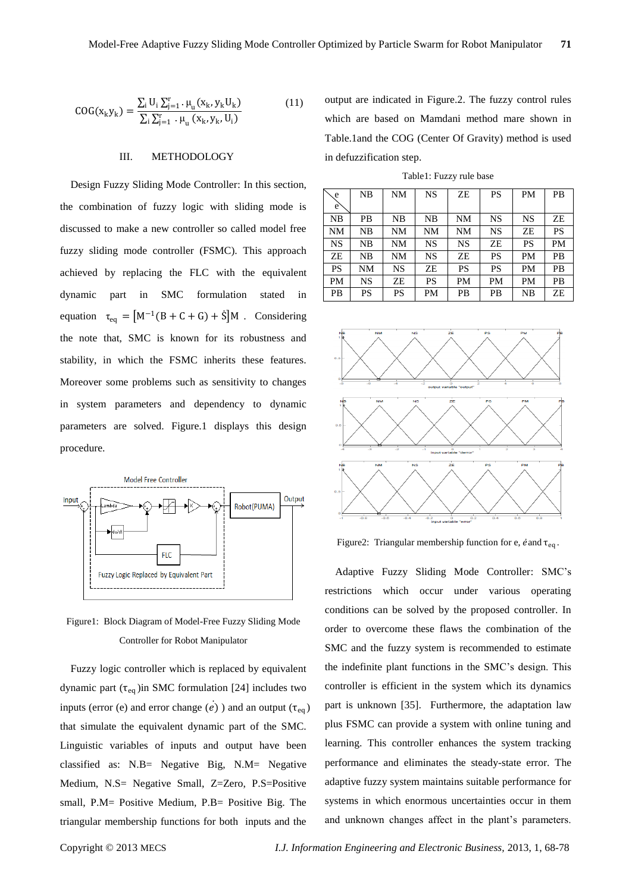$$\mathrm{COG}(x_k y_k) = \frac{\sum_i U_i \sum_{j=1}^{r} \cdot \mu_u (x_k, y_k U_k)}{\sum_i \sum_{j=1}^{r} \cdot \mu_u (x_k, y_k, U_i)} \tag{11}$$

## III. METHODOLOGY

Design Fuzzy Sliding Mode Controller: In this section, the combination of fuzzy logic with sliding mode is discussed to make a new controller so called model free fuzzy sliding mode controller (FSMC). This approach achieved by replacing the FLC with the equivalent dynamic part in SMC formulation stated in equation $\tau_{eq} = [M^{-1}(B + C + G) + \dot{S}]M$ . Considering the note that, SMC is known for its robustness and stability, in which the FSMC inherits these features. Moreover some problems such as sensitivity to changes in system parameters and dependency to dynamic parameters are solved. Figure.1 displays this design procedure.

Figure1: Block Diagram of Model-Free Fuzzy Sliding Mode Controller for Robot Manipulator

Fuzzy logic controller which is replaced by equivalent dynamic part ($\tau_{eq}$)in SMC formulation [24] includes two inputs (error (e) and error change ($\dot{e}$) ) and an output ($\tau_{eq}$) that simulate the equivalent dynamic part of the SMC. Linguistic variables of inputs and output have been classified as: N.B= Negative Big, N.M= Negative Medium, N.S= Negative Small, Z=Zero, P.S=Positive small, P.M= Positive Medium, P.B= Positive Big. The triangular membership functions for both inputs and the output are indicated in Figure.2. The fuzzy control rules which are based on Mamdani method mare shown in Table.1and the COG (Center Of Gravity) method is used in defuzzification step.

Table1: Fuzzy rule base

| $\dot{e}$ \ e | NB | NM | NS | ZE | PS | PM | PB |
|---|---|---|---|---|---|---|---|
| NB | PB | NB | NB | NM | NS | NS | ZE |
| NM | NB | NM | NM | NM | NS | ZE | PS |
| NS | NB | NM | NS | NS | ZE | PS | PM |
| ZE | NB | NM | NS | ZE | PS | PM | PB |
| PS | NM | NS | ZE | PS | PS | PM | PB |
| PM | NS | ZE | PS | PM | PM | PM | PB |
| PB | PS | PS | PM | PB | PB | NB | ZE |

Figure2: Triangular membership function for e, $\dot{e}$ and $\tau_{eq}$.

Adaptive Fuzzy Sliding Mode Controller: SMC's restrictions which occur under various operating conditions can be solved by the proposed controller. In order to overcome these flaws the combination of the SMC and the fuzzy system is recommended to estimate the indefinite plant functions in the SMC's design. This controller is efficient in the system which its dynamics part is unknown [35]. Furthermore, the adaptation law plus FSMC can provide a system with online tuning and learning. This controller enhances the system tracking performance and eliminates the steady-state error. The adaptive fuzzy system maintains suitable performance for systems in which enormous uncertainties occur in them and unknown changes affect in the plant's parameters.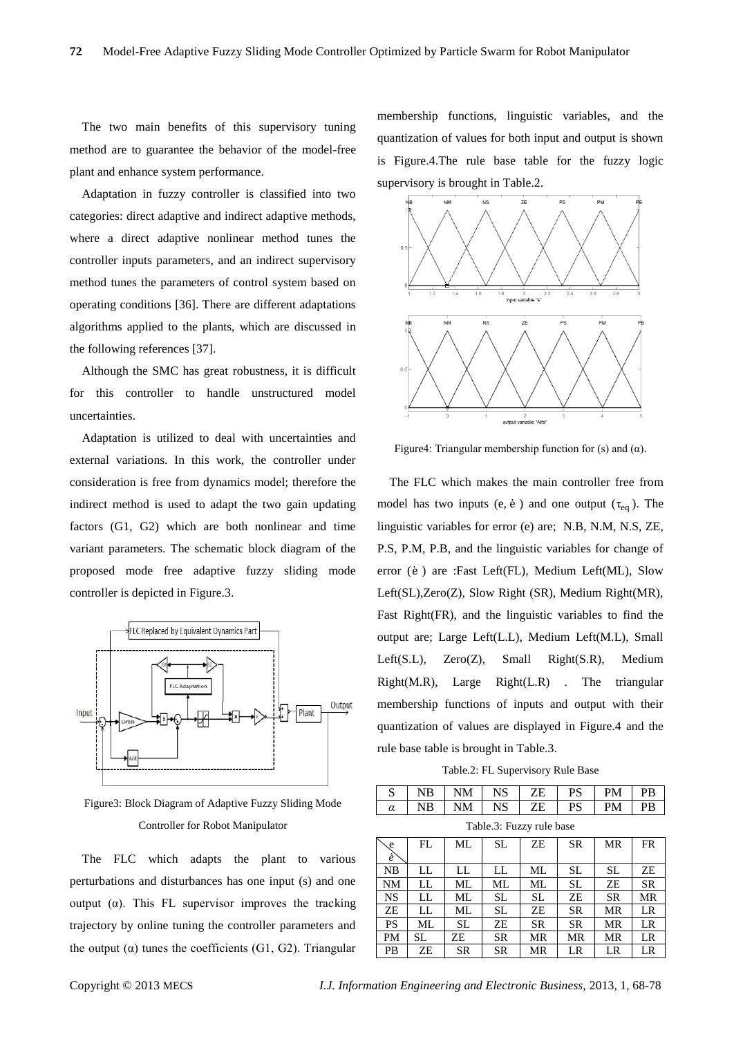The two main benefits of this supervisory tuning method are to guarantee the behavior of the model-free plant and enhance system performance.

Adaptation in fuzzy controller is classified into two categories: direct adaptive and indirect adaptive methods, where a direct adaptive nonlinear method tunes the controller inputs parameters, and an indirect supervisory method tunes the parameters of control system based on operating conditions [36]. There are different adaptations algorithms applied to the plants, which are discussed in the following references [37].

Although the SMC has great robustness, it is difficult for this controller to handle unstructured model uncertainties.

Adaptation is utilized to deal with uncertainties and external variations. In this work, the controller under consideration is free from dynamics model; therefore the indirect method is used to adapt the two gain updating factors (G1, G2) which are both nonlinear and time variant parameters. The schematic block diagram of the proposed mode free adaptive fuzzy sliding mode controller is depicted in Figure.3.

Figure3: Block Diagram of Adaptive Fuzzy Sliding Mode Controller for Robot Manipulator

The FLC which adapts the plant to various perturbations and disturbances has one input (s) and one output ($\alpha$). This FL supervisor improves the tracking trajectory by online tuning the controller parameters and the output ($\alpha$) tunes the coefficients (G1, G2). Triangular membership functions, linguistic variables, and the quantization of values for both input and output is shown is Figure.4.The rule base table for the fuzzy logic supervisory is brought in Table.2.

Figure4: Triangular membership function for (s) and ($\alpha$).

The FLC which makes the main controller free from model has two inputs ($e, \dot{e}$) and one output ($\tau_{eq}$). The linguistic variables for error (e) are; N.B, N.M, N.S, ZE, P.S, P.M, P.B, and the linguistic variables for change of error ($\dot{e}$) are :Fast Left(FL), Medium Left(ML), Slow Left(SL),Zero(Z), Slow Right (SR), Medium Right(MR), Fast Right(FR), and the linguistic variables to find the output are; Large Left(L.L), Medium Left(M.L), Small Left(S.L), Zero(Z), Small Right(S.R), Medium Right(M.R), Large Right(L.R) . The triangular membership functions of inputs and output with their quantization of values are displayed in Figure.4 and the rule base table is brought in Table.3.

Table.2: FL Supervisory Rule Base

| S | NB | NM | NS | ZE | PS | PM | PB |
|---|---|---|---|---|---|---|---|
| $\alpha$ | NB | NM | NS | ZE | PS | PM | PB |

Table.3: Fuzzy rule base

| $e$ \ $\dot{e}$ | FL | ML | SL | ZE | SR | MR | FR |
|---|---|---|---|---|---|---|---|
| NB | LL | LL | LL | ML | SL | SL | ZE |
| NM | LL | ML | ML | ML | SL | ZE | SR |
| NS | LL | ML | SL | SL | ZE | SR | MR |
| ZE | LL | ML | SL | ZE | SR | MR | LR |
| PS | ML | SL | ZE | SR | SR | MR | LR |
| PM | SL | ZE | SR | MR | MR | MR | LR |
| PB | ZE | SR | SR | MR | LR | LR | LR |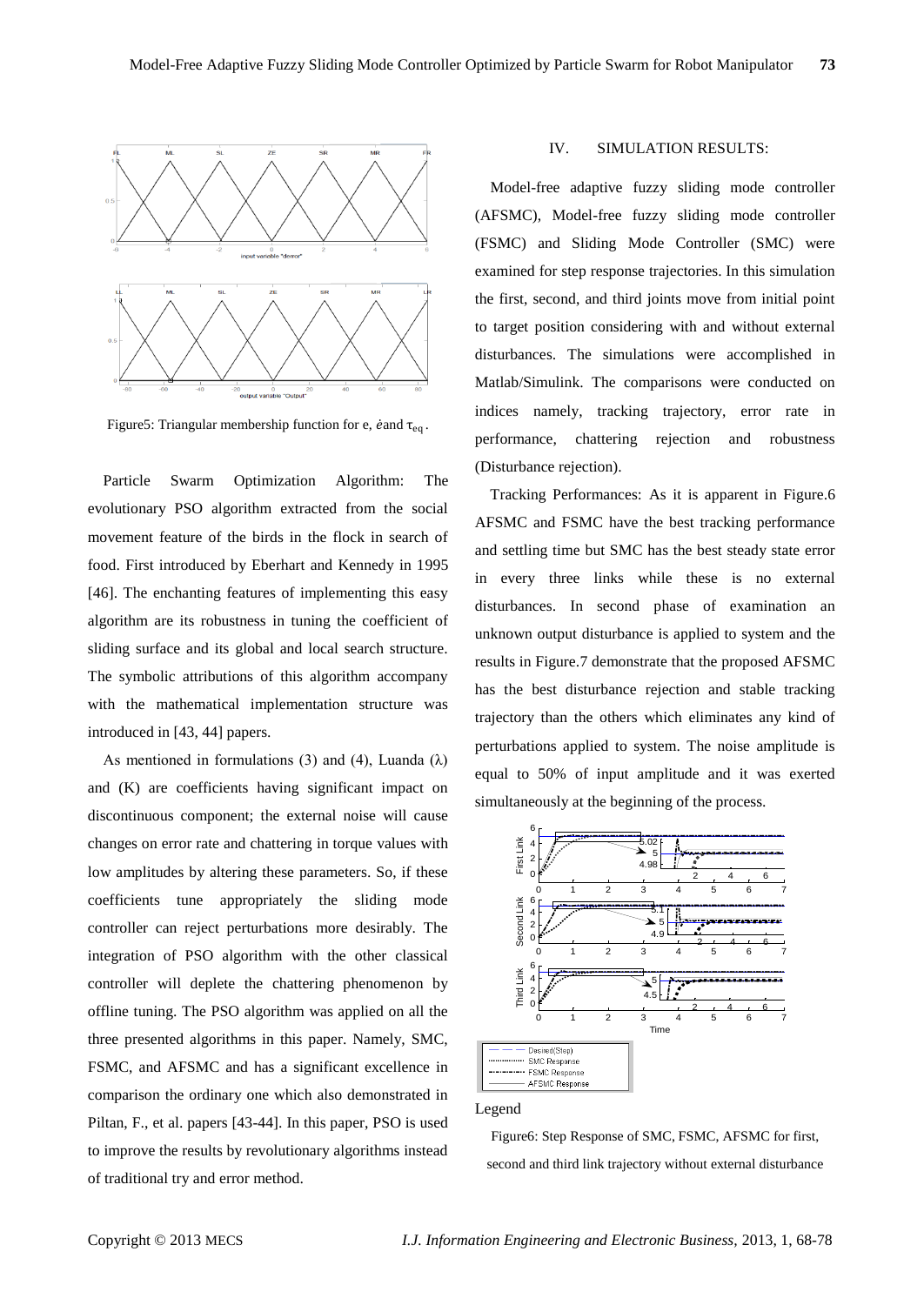Figure5: Triangular membership function for e, $\dot{e}$ and $\tau_{eq}$.

Particle Swarm Optimization Algorithm: The evolutionary PSO algorithm extracted from the social movement feature of the birds in the flock in search of food. First introduced by Eberhart and Kennedy in 1995 [46]. The enchanting features of implementing this easy algorithm are its robustness in tuning the coefficient of sliding surface and its global and local search structure. The symbolic attributions of this algorithm accompany with the mathematical implementation structure was introduced in [43, 44] papers.

As mentioned in formulations (3) and (4), Luanda (λ) and (K) are coefficients having significant impact on discontinuous component; the external noise will cause changes on error rate and chattering in torque values with low amplitudes by altering these parameters. So, if these coefficients tune appropriately the sliding mode controller can reject perturbations more desirably. The integration of PSO algorithm with the other classical controller will deplete the chattering phenomenon by offline tuning. The PSO algorithm was applied on all the three presented algorithms in this paper. Namely, SMC, FSMC, and AFSMC and has a significant excellence in comparison the ordinary one which also demonstrated in Piltan, F., et al. papers [43-44]. In this paper, PSO is used to improve the results by revolutionary algorithms instead of traditional try and error method.

## IV. SIMULATION RESULTS:

Model-free adaptive fuzzy sliding mode controller (AFSMC), Model-free fuzzy sliding mode controller (FSMC) and Sliding Mode Controller (SMC) were examined for step response trajectories. In this simulation the first, second, and third joints move from initial point to target position considering with and without external disturbances. The simulations were accomplished in Matlab/Simulink. The comparisons were conducted on indices namely, tracking trajectory, error rate in performance, chattering rejection and robustness (Disturbance rejection).

Tracking Performances: As it is apparent in Figure.6 AFSMC and FSMC have the best tracking performance and settling time but SMC has the best steady state error in every three links while these is no external disturbances. In second phase of examination an unknown output disturbance is applied to system and the results in Figure.7 demonstrate that the proposed AFSMC has the best disturbance rejection and stable tracking trajectory than the others which eliminates any kind of perturbations applied to system. The noise amplitude is equal to 50% of input amplitude and it was exerted simultaneously at the beginning of the process.

Legend

Figure6: Step Response of SMC, FSMC, AFSMC for first, second and third link trajectory without external disturbance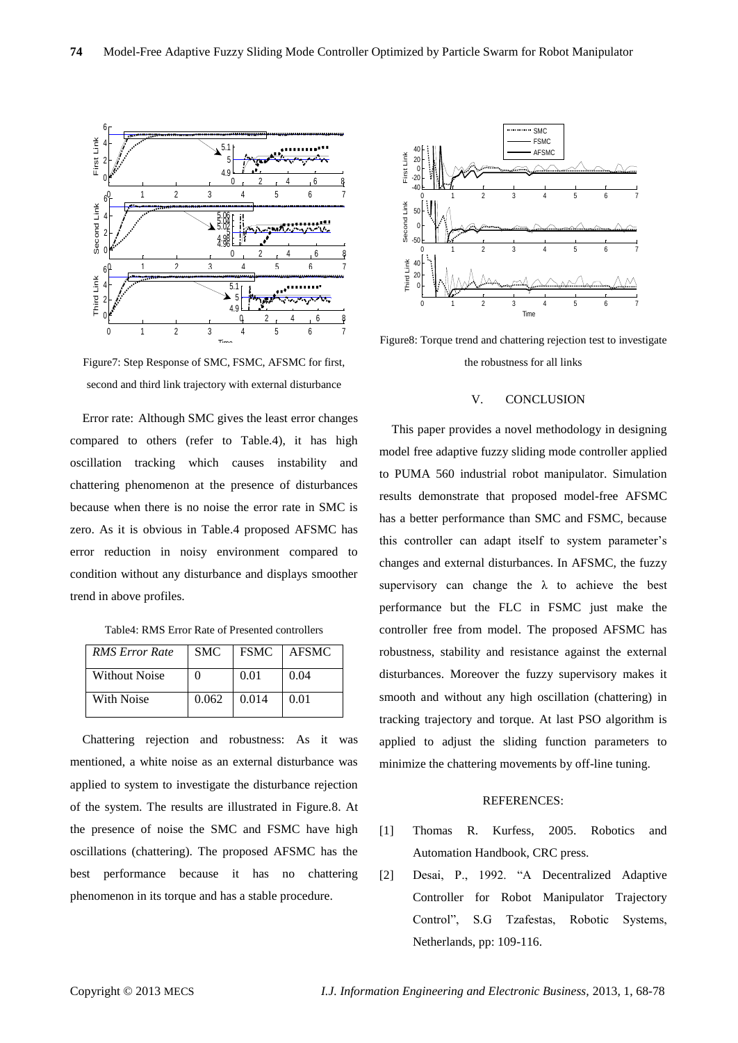Figure7: Step Response of SMC, FSMC, AFSMC for first, second and third link trajectory with external disturbance

Error rate: Although SMC gives the least error changes compared to others (refer to Table.4), it has high oscillation tracking which causes instability and chattering phenomenon at the presence of disturbances because when there is no noise the error rate in SMC is zero. As it is obvious in Table.4 proposed AFSMC has error reduction in noisy environment compared to condition without any disturbance and displays smoother trend in above profiles.

Table4: RMS Error Rate of Presented controllers

| *RMS Error Rate* | SMC | FSMC | AFSMC |
|---|---|---|---|
| Without Noise | 0 | 0.01 | 0.04 |
| With Noise | 0.062 | 0.014 | 0.01 |

Chattering rejection and robustness: As it was mentioned, a white noise as an external disturbance was applied to system to investigate the disturbance rejection of the system. The results are illustrated in Figure.8. At the presence of noise the SMC and FSMC have high oscillations (chattering). The proposed AFSMC has the best performance because it has no chattering phenomenon in its torque and has a stable procedure.

Figure8: Torque trend and chattering rejection test to investigate the robustness for all links

## V. CONCLUSION

This paper provides a novel methodology in designing model free adaptive fuzzy sliding mode controller applied to PUMA 560 industrial robot manipulator. Simulation results demonstrate that proposed model-free AFSMC has a better performance than SMC and FSMC, because this controller can adapt itself to system parameter's changes and external disturbances. In AFSMC, the fuzzy supervisory can change the $\lambda$ to achieve the best performance but the FLC in FSMC just make the controller free from model. The proposed AFSMC has robustness, stability and resistance against the external disturbances. Moreover the fuzzy supervisory makes it smooth and without any high oscillation (chattering) in tracking trajectory and torque. At last PSO algorithm is applied to adjust the sliding function parameters to minimize the chattering movements by off-line tuning.

## REFERENCES:

[1] Thomas R. Kurfess, 2005. Robotics and Automation Handbook, CRC press.

[2] Desai, P., 1992. "A Decentralized Adaptive Controller for Robot Manipulator Trajectory Control", S.G Tzafestas, Robotic Systems, Netherlands, pp: 109-116.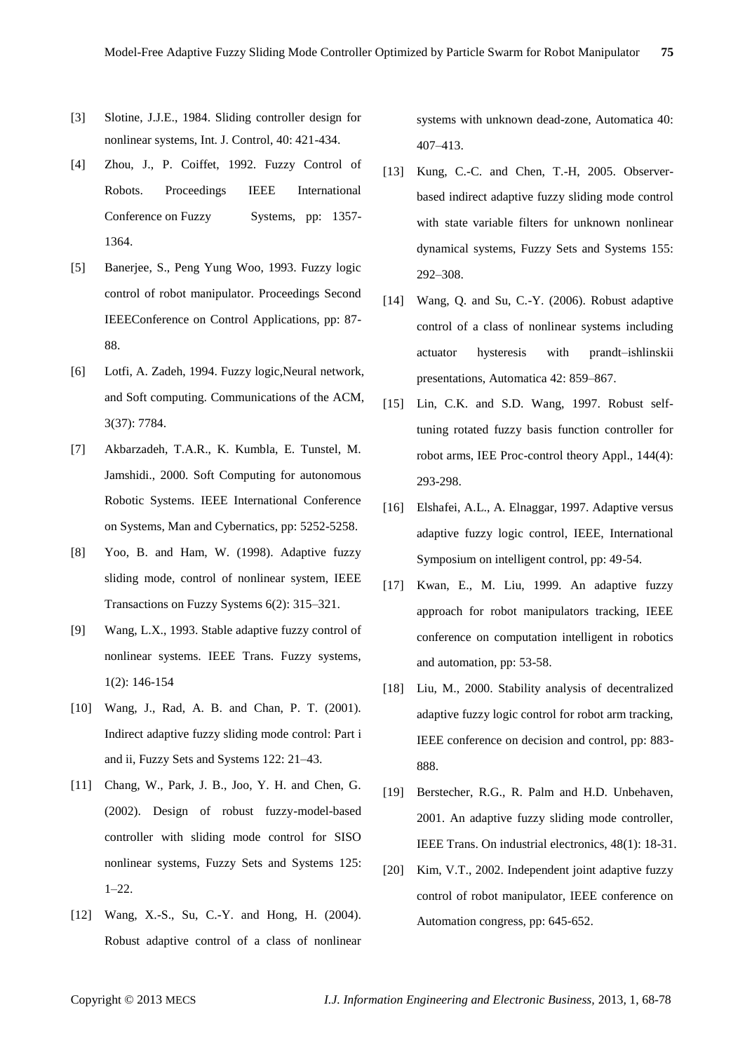[3] Slotine, J.J.E., 1984. Sliding controller design for nonlinear systems, Int. J. Control, 40: 421-434.

[4] Zhou, J., P. Coiffet, 1992. Fuzzy Control of Robots. Proceedings IEEE International Conference on Fuzzy Systems, pp: 1357-1364.

[5] Banerjee, S., Peng Yung Woo, 1993. Fuzzy logic control of robot manipulator. Proceedings Second IEEEConference on Control Applications, pp: 87-88.

[6] Lotfi, A. Zadeh, 1994. Fuzzy logic,Neural network, and Soft computing. Communications of the ACM, 3(37): 7784.

[7] Akbarzadeh, T.A.R., K. Kumbla, E. Tunstel, M. Jamshidi., 2000. Soft Computing for autonomous Robotic Systems. IEEE International Conference on Systems, Man and Cybernatics, pp: 5252-5258.

[8] Yoo, B. and Ham, W. (1998). Adaptive fuzzy sliding mode, control of nonlinear system, IEEE Transactions on Fuzzy Systems 6(2): 315–321.

[9] Wang, L.X., 1993. Stable adaptive fuzzy control of nonlinear systems. IEEE Trans. Fuzzy systems, 1(2): 146-154

[10] Wang, J., Rad, A. B. and Chan, P. T. (2001). Indirect adaptive fuzzy sliding mode control: Part i and ii, Fuzzy Sets and Systems 122: 21–43.

[11] Chang, W., Park, J. B., Joo, Y. H. and Chen, G. (2002). Design of robust fuzzy-model-based controller with sliding mode control for SISO nonlinear systems, Fuzzy Sets and Systems 125: 1–22.

[12] Wang, X.-S., Su, C.-Y. and Hong, H. (2004). Robust adaptive control of a class of nonlinear systems with unknown dead-zone, Automatica 40: 407–413.

[13] Kung, C.-C. and Chen, T.-H, 2005. Observer-based indirect adaptive fuzzy sliding mode control with state variable filters for unknown nonlinear dynamical systems, Fuzzy Sets and Systems 155: 292–308.

[14] Wang, Q. and Su, C.-Y. (2006). Robust adaptive control of a class of nonlinear systems including actuator hysteresis with prandt–ishlinskii presentations, Automatica 42: 859–867.

[15] Lin, C.K. and S.D. Wang, 1997. Robust self-tuning rotated fuzzy basis function controller for robot arms, IEE Proc-control theory Appl., 144(4): 293-298.

[16] Elshafei, A.L., A. Elnaggar, 1997. Adaptive versus adaptive fuzzy logic control, IEEE, International Symposium on intelligent control, pp: 49-54.

[17] Kwan, E., M. Liu, 1999. An adaptive fuzzy approach for robot manipulators tracking, IEEE conference on computation intelligent in robotics and automation, pp: 53-58.

[18] Liu, M., 2000. Stability analysis of decentralized adaptive fuzzy logic control for robot arm tracking, IEEE conference on decision and control, pp: 883-888.

[19] Berstecher, R.G., R. Palm and H.D. Unbehaven, 2001. An adaptive fuzzy sliding mode controller, IEEE Trans. On industrial electronics, 48(1): 18-31.

[20] Kim, V.T., 2002. Independent joint adaptive fuzzy control of robot manipulator, IEEE conference on Automation congress, pp: 645-652.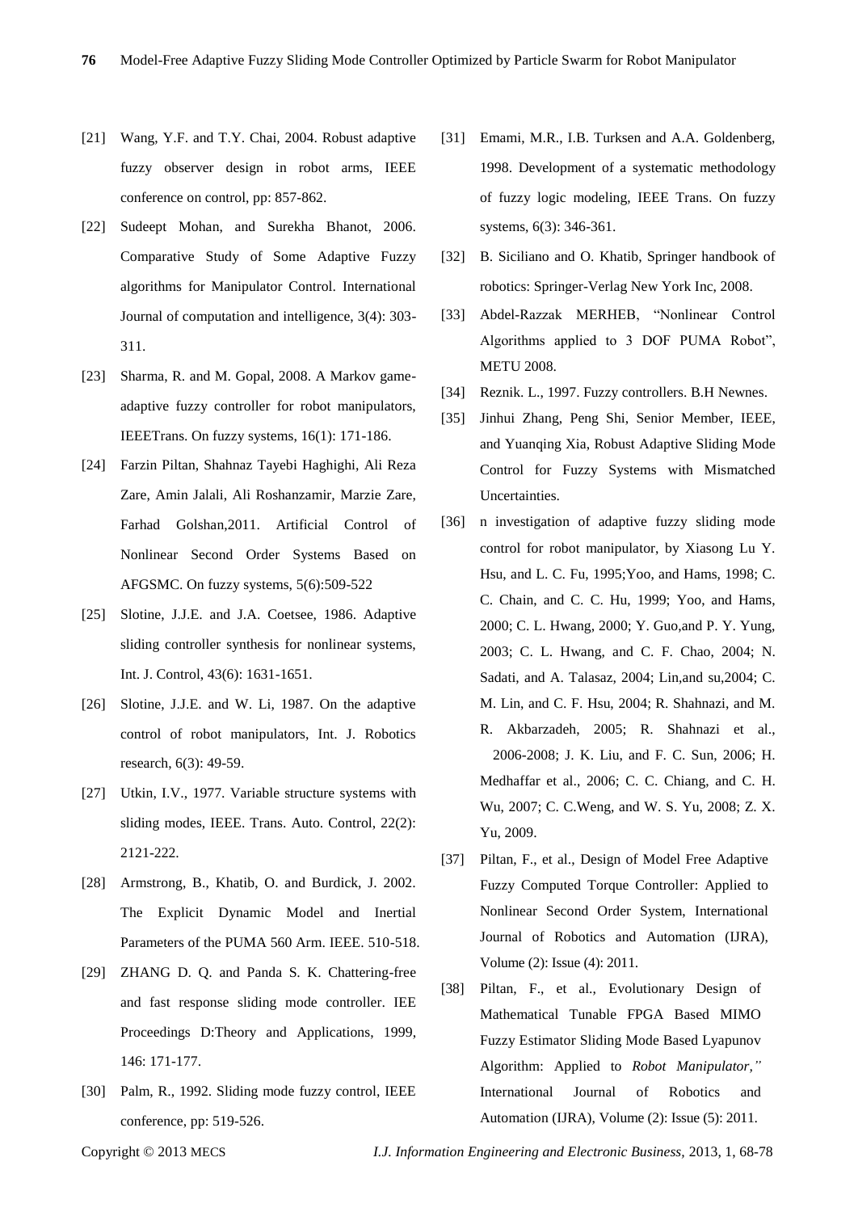[21] Wang, Y.F. and T.Y. Chai, 2004. Robust adaptive fuzzy observer design in robot arms, IEEE conference on control, pp: 857-862.

[22] Sudeept Mohan, and Surekha Bhanot, 2006. Comparative Study of Some Adaptive Fuzzy algorithms for Manipulator Control. International Journal of computation and intelligence, 3(4): 303-311.

[23] Sharma, R. and M. Gopal, 2008. A Markov game-adaptive fuzzy controller for robot manipulators, IEEETrans. On fuzzy systems, 16(1): 171-186.

[24] Farzin Piltan, Shahnaz Tayebi Haghighi, Ali Reza Zare, Amin Jalali, Ali Roshanzamir, Marzie Zare, Farhad Golshan,2011. Artificial Control of Nonlinear Second Order Systems Based on AFGSMC. On fuzzy systems, 5(6):509-522

[25] Slotine, J.J.E. and J.A. Coetsee, 1986. Adaptive sliding controller synthesis for nonlinear systems, Int. J. Control, 43(6): 1631-1651.

[26] Slotine, J.J.E. and W. Li, 1987. On the adaptive control of robot manipulators, Int. J. Robotics research, 6(3): 49-59.

[27] Utkin, I.V., 1977. Variable structure systems with sliding modes, IEEE. Trans. Auto. Control, 22(2): 2121-222.

[28] Armstrong, B., Khatib, O. and Burdick, J. 2002. The Explicit Dynamic Model and Inertial Parameters of the PUMA 560 Arm. IEEE. 510-518.

[29] ZHANG D. Q. and Panda S. K. Chattering-free and fast response sliding mode controller. IEE Proceedings D:Theory and Applications, 1999, 146: 171-177.

[30] Palm, R., 1992. Sliding mode fuzzy control, IEEE conference, pp: 519-526.

[31] Emami, M.R., I.B. Turksen and A.A. Goldenberg, 1998. Development of a systematic methodology of fuzzy logic modeling, IEEE Trans. On fuzzy systems, 6(3): 346-361.

[32] B. Siciliano and O. Khatib, Springer handbook of robotics: Springer-Verlag New York Inc, 2008.

[33] Abdel-Razzak MERHEB, "Nonlinear Control Algorithms applied to 3 DOF PUMA Robot", METU 2008.

[34] Reznik. L., 1997. Fuzzy controllers. B.H Newnes.

[35] Jinhui Zhang, Peng Shi, Senior Member, IEEE, and Yuanqing Xia, Robust Adaptive Sliding Mode Control for Fuzzy Systems with Mismatched Uncertainties.

[36] n investigation of adaptive fuzzy sliding mode control for robot manipulator, by Xiasong Lu Y. Hsu, and L. C. Fu, 1995;Yoo, and Hams, 1998; C. C. Chain, and C. C. Hu, 1999; Yoo, and Hams, 2000; C. L. Hwang, 2000; Y. Guo,and P. Y. Yung, 2003; C. L. Hwang, and C. F. Chao, 2004; N. Sadati, and A. Talasaz, 2004; Lin,and su,2004; C. M. Lin, and C. F. Hsu, 2004; R. Shahnazi, and M. R. Akbarzadeh, 2005; R. Shahnazi et al., 2006-2008; J. K. Liu, and F. C. Sun, 2006; H. Medhaffar et al., 2006; C. C. Chiang, and C. H. Wu, 2007; C. C.Weng, and W. S. Yu, 2008; Z. X. Yu, 2009.

[37] Piltan, F., et al., Design of Model Free Adaptive Fuzzy Computed Torque Controller: Applied to Nonlinear Second Order System, International Journal of Robotics and Automation (IJRA), Volume (2): Issue (4): 2011.

[38] Piltan, F., et al., Evolutionary Design of Mathematical Tunable FPGA Based MIMO Fuzzy Estimator Sliding Mode Based Lyapunov Algorithm: Applied to *Robot Manipulator,"* International Journal of Robotics and Automation (IJRA), Volume (2): Issue (5): 2011.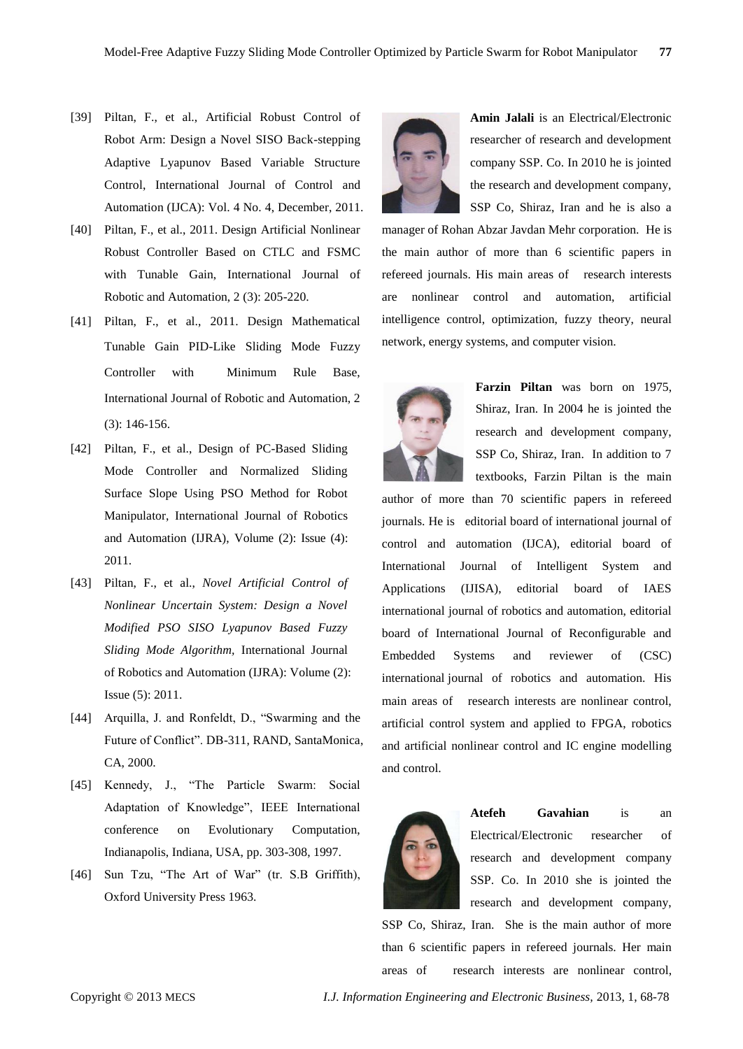[39] Piltan, F., et al., Artificial Robust Control of Robot Arm: Design a Novel SISO Back-stepping Adaptive Lyapunov Based Variable Structure Control, International Journal of Control and Automation (IJCA): Vol. 4 No. 4, December, 2011.

[40] Piltan, F., et al., 2011. Design Artificial Nonlinear Robust Controller Based on CTLC and FSMC with Tunable Gain, International Journal of Robotic and Automation, 2 (3): 205-220.

[41] Piltan, F., et al., 2011. Design Mathematical Tunable Gain PID-Like Sliding Mode Fuzzy Controller with Minimum Rule Base, International Journal of Robotic and Automation, 2 (3): 146-156.

[42] Piltan, F., et al., Design of PC-Based Sliding Mode Controller and Normalized Sliding Surface Slope Using PSO Method for Robot Manipulator, International Journal of Robotics and Automation (IJRA), Volume (2): Issue (4): 2011.

[43] Piltan, F., et al., *Novel Artificial Control of Nonlinear Uncertain System: Design a Novel Modified PSO SISO Lyapunov Based Fuzzy Sliding Mode Algorithm*, International Journal of Robotics and Automation (IJRA): Volume (2): Issue (5): 2011.

[44] Arquilla, J. and Ronfeldt, D., "Swarming and the Future of Conflict". DB-311, RAND, SantaMonica, CA, 2000.

[45] Kennedy, J., "The Particle Swarm: Social Adaptation of Knowledge", IEEE International conference on Evolutionary Computation, Indianapolis, Indiana, USA, pp. 303-308, 1997.

[46] Sun Tzu, "The Art of War" (tr. S.B Griffith), Oxford University Press 1963.

**Amin Jalali** is an Electrical/Electronic researcher of research and development company SSP. Co. In 2010 he is jointed the research and development company, SSP Co, Shiraz, Iran and he is also a manager of Rohan Abzar Javdan Mehr corporation. He is the main author of more than 6 scientific papers in refereed journals. His main areas of research interests are nonlinear control and automation, artificial intelligence control, optimization, fuzzy theory, neural network, energy systems, and computer vision.

**Farzin Piltan** was born on 1975, Shiraz, Iran. In 2004 he is jointed the research and development company, SSP Co, Shiraz, Iran. In addition to 7 textbooks, Farzin Piltan is the main author of more than 70 scientific papers in refereed journals. He is editorial board of international journal of control and automation (IJCA), editorial board of International Journal of Intelligent System and Applications (IJISA), editorial board of IAES international journal of robotics and automation, editorial board of International Journal of Reconfigurable and Embedded Systems and reviewer of (CSC) international journal of robotics and automation. His main areas of research interests are nonlinear control, artificial control system and applied to FPGA, robotics and artificial nonlinear control and IC engine modelling and control.

**Atefeh Gavahian** is an Electrical/Electronic researcher of research and development company SSP. Co. In 2010 she is jointed the research and development company, SSP Co, Shiraz, Iran. She is the main author of more than 6 scientific papers in refereed journals. Her main areas of research interests are nonlinear control,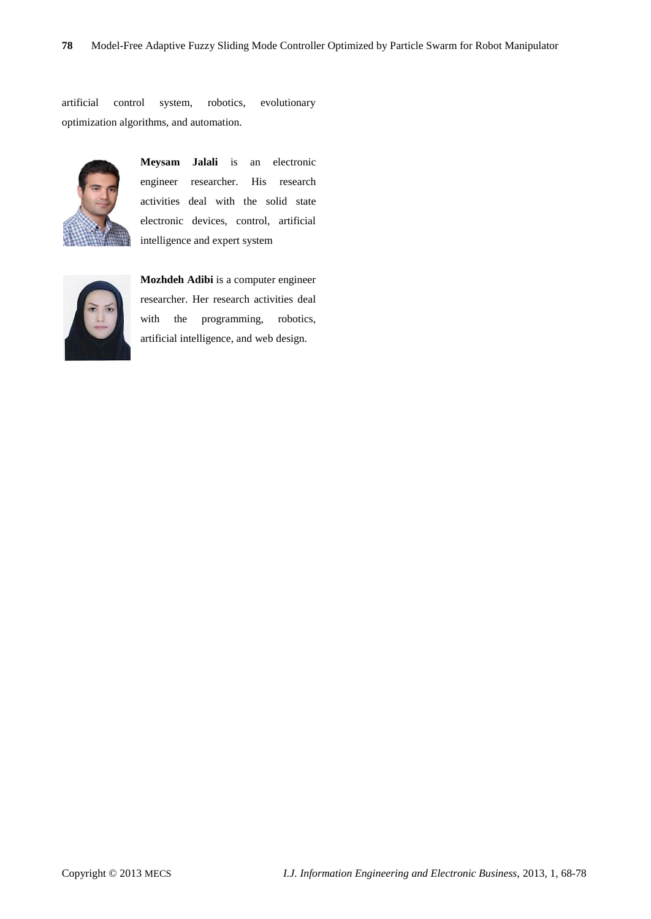artificial control system, robotics, evolutionary optimization algorithms, and automation.

**Meysam Jalali** is an electronic engineer researcher. His research activities deal with the solid state electronic devices, control, artificial intelligence and expert system

**Mozhdeh Adibi** is a computer engineer researcher. Her research activities deal with the programming, robotics, artificial intelligence, and web design.